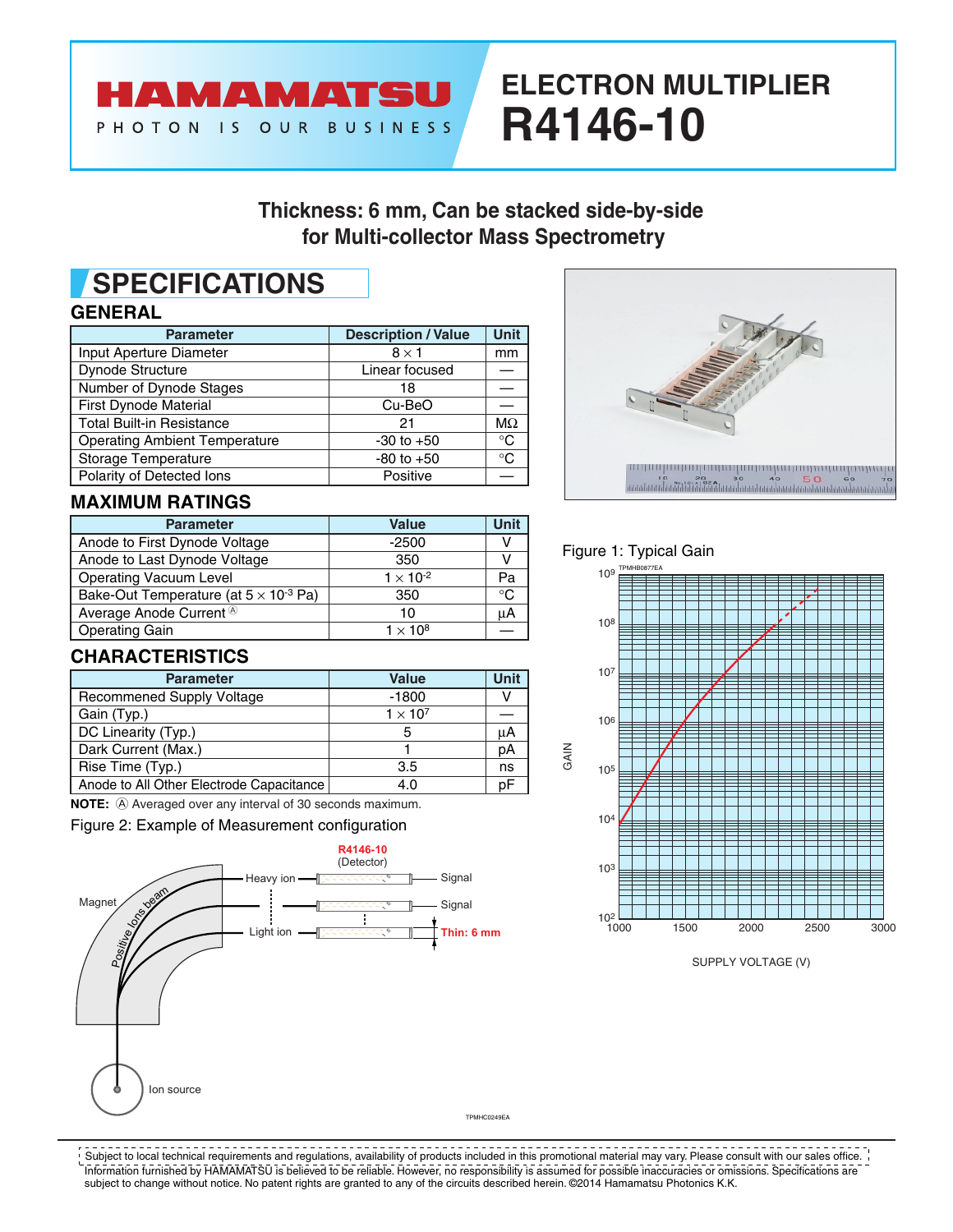# ELECTRON MULTIPLIER R4146-10

HAMAMATSU

PHOTON IS OUR BUSINESS

## Thickness: 6 mm, Can be stacked side-by-side for Multi-collector Mass Spectrometry

## SPECIFICATIONS

### GENERAL

| Parameter | Description / Value | Unit |
|---|---|---|
| Input Aperture Diameter | 8 × 1 | mm |
| Dynode Structure | Linear focused | — |
| Number of Dynode Stages | 18 | — |
| First Dynode Material | Cu-BeO | — |
| Total Built-in Resistance | 21 | MΩ |
| Operating Ambient Temperature | -30 to +50 | °C |
| Storage Temperature | -80 to +50 | °C |
| Polarity of Detected Ions | Positive | — |

### MAXIMUM RATINGS

| Parameter | Value | Unit |
|---|---|---|
| Anode to First Dynode Voltage | -2500 | V |
| Anode to Last Dynode Voltage | 350 | V |
| Operating Vacuum Level | $1 \times 10^{-2}$ | Pa |
| Bake-Out Temperature (at $5 \times 10^{-3}$ Pa) | 350 | °C |
| Average Anode Current Ⓐ | 10 | µA |
| Operating Gain | $1 \times 10^{8}$ | — |

### CHARACTERISTICS

| Parameter | Value | Unit |
|---|---|---|
| Recommened Supply Voltage | -1800 | V |
| Gain (Typ.) | $1 \times 10^{7}$ | — |
| DC Linearity (Typ.) | 5 | µA |
| Dark Current (Max.) | 1 | pA |
| Rise Time (Typ.) | 3.5 | ns |
| Anode to All Other Electrode Capacitance | 4.0 | pF |

**NOTE:** Ⓐ Averaged over any interval of 30 seconds maximum.

Figure 2: Example of Measurement configuration

Figure 1: Typical Gain

Subject to local technical requirements and regulations, availability of products included in this promotional material may vary. Please consult with our sales office.
Information furnished by HAMAMATSU is believed to be reliable. However, no responsibility is assumed for possible inaccuracies or omissions. Specifications are subject to change without notice. No patent rights are granted to any of the circuits described herein. ©2014 Hamamatsu Photonics K.K.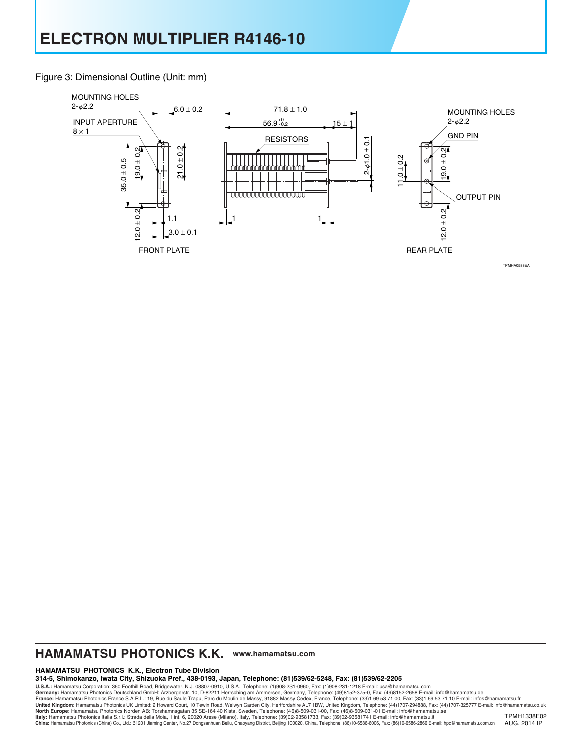# ELECTRON MULTIPLIER R4146-10

Figure 3: Dimensional Outline (Unit: mm)

MOUNTING HOLES
2-$\phi$2.2
INPUT APERTURE
8 × 1
6.0 ± 0.2
35.0 ± 0.5
19.0 ± 0.2
21.0 ± 0.2
12.0 ± 0.2
1.1
3.0 ± 0.1
FRONT PLATE

71.8 ± 1.0
$56.9^{+0}_{-0.2}$
15 ± 1
RESISTORS
2-$\phi$1.0 ± 0.1
1
1

MOUNTING HOLES
2-$\phi$2.2
GND PIN
11.0 ± 0.2
19.0 ± 0.2
OUTPUT PIN
12.0 ± 0.2
REAR PLATE

TPMHA0588EA

## HAMAMATSU PHOTONICS K.K. www.hamamatsu.com

**HAMAMATSU PHOTONICS K.K., Electron Tube Division**
**314-5, Shimokanzo, Iwata City, Shizuoka Pref., 438-0193, Japan, Telephone: (81)539/62-5248, Fax: (81)539/62-2205**

**U.S.A.:** Hamamatsu Corporation: 360 Foothill Road, Bridgewater. N.J. 08807-0910, U.S.A., Telephone: (1)908-231-0960, Fax: (1)908-231-1218 E-mail: usa@hamamatsu.com
**Germany:** Hamamatsu Photonics Deutschland GmbH: Arzbergerstr. 10, D-82211 Herrsching am Ammersee, Germany, Telephone: (49)8152-375-0, Fax: (49)8152-2658 E-mail: info@hamamatsu.de
**France:** Hamamatsu Photonics France S.A.R.L.: 19, Rue du Saule Trapu, Parc du Moulin de Massy, 91882 Massy Cedex, France, Telephone: (33)1 69 53 71 00, Fax: (33)1 69 53 71 10 E-mail: infos@hamamatsu.fr
**United Kingdom:** Hamamatsu Photonics UK Limited: 2 Howard Court, 10 Tewin Road, Welwyn Garden City, Hertfordshire AL7 1BW, United Kingdom, Telephone: (44)1707-294888, Fax: (44)1707-325777 E-mail: info@hamamatsu.co.uk
**North Europe:** Hamamatsu Photonics Norden AB: Torshamnsgatan 35 SE-164 40 Kista, Sweden, Telephone: (46)8-509-031-00, Fax: (46)8-509-031-01 E-mail: info@hamamatsu.se
**Italy:** Hamamatsu Photonics Italia S.r.l.: Strada della Moia, 1 int. 6, 20020 Arese (Milano), Italy, Telephone: (39)02-93581733, Fax: (39)02-93581741 E-mail: info@hamamatsu.it
**China:** Hamamatsu Photonics (China) Co., Ltd.: B1201 Jiaming Center, No.27 Dongsanhuan Beilu, Chaoyang District, Beijing 100020, China, Telephone: (86)10-6586-6006, Fax: (86)10-6586-2866 E-mail: hpc@hamamatsu.com.cn

TPMH1338E02
AUG. 2014 IP